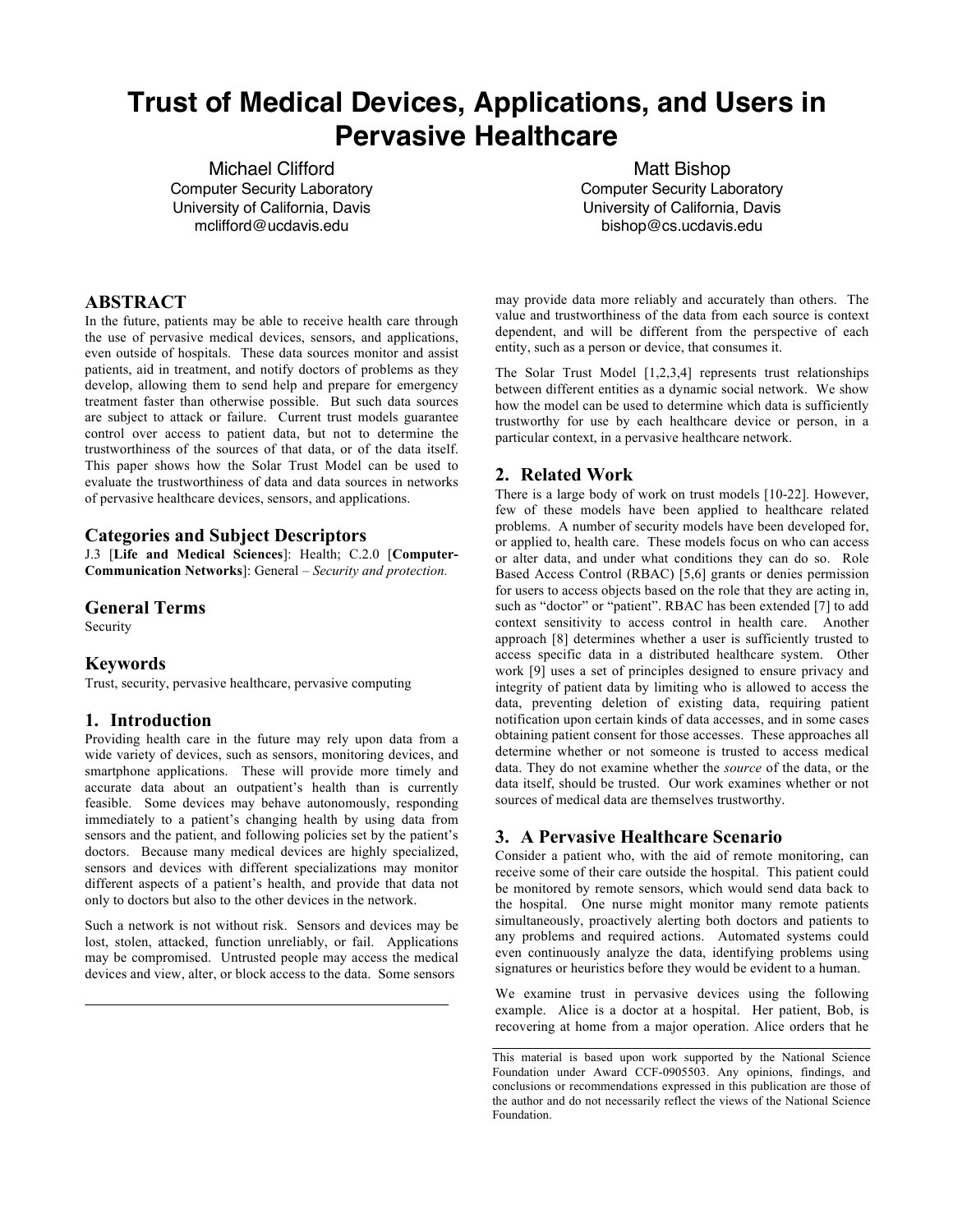# Trust of Medical Devices, Applications, and Users in Pervasive Healthcare

Michael Clifford
Computer Security Laboratory
University of California, Davis
mclifford@ucdavis.edu

Matt Bishop
Computer Security Laboratory
University of California, Davis
bishop@cs.ucdavis.edu

## ABSTRACT

In the future, patients may be able to receive health care through the use of pervasive medical devices, sensors, and applications, even outside of hospitals. These data sources monitor and assist patients, aid in treatment, and notify doctors of problems as they develop, allowing them to send help and prepare for emergency treatment faster than otherwise possible. But such data sources are subject to attack or failure. Current trust models guarantee control over access to patient data, but not to determine the trustworthiness of the sources of that data, or of the data itself. This paper shows how the Solar Trust Model can be used to evaluate the trustworthiness of data and data sources in networks of pervasive healthcare devices, sensors, and applications.

## Categories and Subject Descriptors

J.3 [**Life and Medical Sciences**]: Health; C.2.0 [**Computer-Communication Networks**]: General – *Security and protection.*

## General Terms

Security

## Keywords

Trust, security, pervasive healthcare, pervasive computing

## 1. Introduction

Providing health care in the future may rely upon data from a wide variety of devices, such as sensors, monitoring devices, and smartphone applications. These will provide more timely and accurate data about an outpatient's health than is currently feasible. Some devices may behave autonomously, responding immediately to a patient's changing health by using data from sensors and the patient, and following policies set by the patient's doctors. Because many medical devices are highly specialized, sensors and devices with different specializations may monitor different aspects of a patient's health, and provide that data not only to doctors but also to the other devices in the network.

Such a network is not without risk. Sensors and devices may be lost, stolen, attacked, function unreliably, or fail. Applications may be compromised. Untrusted people may access the medical devices and view, alter, or block access to the data. Some sensors may provide data more reliably and accurately than others. The value and trustworthiness of the data from each source is context dependent, and will be different from the perspective of each entity, such as a person or device, that consumes it.

The Solar Trust Model [1,2,3,4] represents trust relationships between different entities as a dynamic social network. We show how the model can be used to determine which data is sufficiently trustworthy for use by each healthcare device or person, in a particular context, in a pervasive healthcare network.

## 2. Related Work

There is a large body of work on trust models [10-22]. However, few of these models have been applied to healthcare related problems. A number of security models have been developed for, or applied to, health care. These models focus on who can access or alter data, and under what conditions they can do so. Role Based Access Control (RBAC) [5,6] grants or denies permission for users to access objects based on the role that they are acting in, such as "doctor" or "patient". RBAC has been extended [7] to add context sensitivity to access control in health care. Another approach [8] determines whether a user is sufficiently trusted to access specific data in a distributed healthcare system. Other work [9] uses a set of principles designed to ensure privacy and integrity of patient data by limiting who is allowed to access the data, preventing deletion of existing data, requiring patient notification upon certain kinds of data accesses, and in some cases obtaining patient consent for those accesses. These approaches all determine whether or not someone is trusted to access medical data. They do not examine whether the *source* of the data, or the data itself, should be trusted. Our work examines whether or not sources of medical data are themselves trustworthy.

## 3. A Pervasive Healthcare Scenario

Consider a patient who, with the aid of remote monitoring, can receive some of their care outside the hospital. This patient could be monitored by remote sensors, which would send data back to the hospital. One nurse might monitor many remote patients simultaneously, proactively alerting both doctors and patients to any problems and required actions. Automated systems could even continuously analyze the data, identifying problems using signatures or heuristics before they would be evident to a human.

We examine trust in pervasive devices using the following example. Alice is a doctor at a hospital. Her patient, Bob, is recovering at home from a major operation. Alice orders that he

This material is based upon work supported by the National Science Foundation under Award CCF-0905503. Any opinions, findings, and conclusions or recommendations expressed in this publication are those of the author and do not necessarily reflect the views of the National Science Foundation.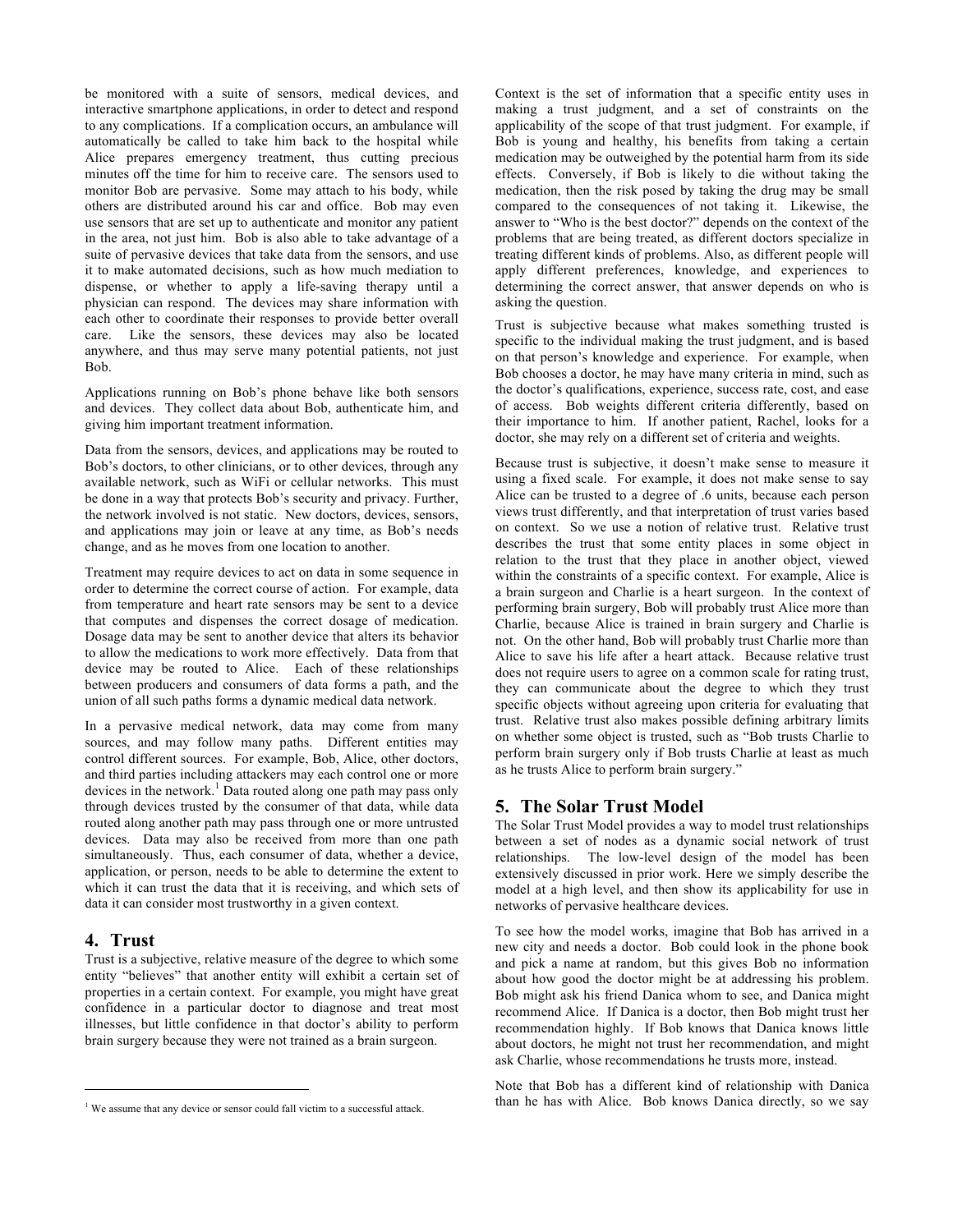be monitored with a suite of sensors, medical devices, and interactive smartphone applications, in order to detect and respond to any complications. If a complication occurs, an ambulance will automatically be called to take him back to the hospital while Alice prepares emergency treatment, thus cutting precious minutes off the time for him to receive care. The sensors used to monitor Bob are pervasive. Some may attach to his body, while others are distributed around his car and office. Bob may even use sensors that are set up to authenticate and monitor any patient in the area, not just him. Bob is also able to take advantage of a suite of pervasive devices that take data from the sensors, and use it to make automated decisions, such as how much mediation to dispense, or whether to apply a life-saving therapy until a physician can respond. The devices may share information with each other to coordinate their responses to provide better overall care. Like the sensors, these devices may also be located anywhere, and thus may serve many potential patients, not just Bob.

Applications running on Bob's phone behave like both sensors and devices. They collect data about Bob, authenticate him, and giving him important treatment information.

Data from the sensors, devices, and applications may be routed to Bob's doctors, to other clinicians, or to other devices, through any available network, such as WiFi or cellular networks. This must be done in a way that protects Bob's security and privacy. Further, the network involved is not static. New doctors, devices, sensors, and applications may join or leave at any time, as Bob's needs change, and as he moves from one location to another.

Treatment may require devices to act on data in some sequence in order to determine the correct course of action. For example, data from temperature and heart rate sensors may be sent to a device that computes and dispenses the correct dosage of medication. Dosage data may be sent to another device that alters its behavior to allow the medications to work more effectively. Data from that device may be routed to Alice. Each of these relationships between producers and consumers of data forms a path, and the union of all such paths forms a dynamic medical data network.

In a pervasive medical network, data may come from many sources, and may follow many paths. Different entities may control different sources. For example, Bob, Alice, other doctors, and third parties including attackers may each control one or more devices in the network.[1] Data routed along one path may pass only through devices trusted by the consumer of that data, while data routed along another path may pass through one or more untrusted devices. Data may also be received from more than one path simultaneously. Thus, each consumer of data, whether a device, application, or person, needs to be able to determine the extent to which it can trust the data that it is receiving, and which sets of data it can consider most trustworthy in a given context.

## 4. Trust

Trust is a subjective, relative measure of the degree to which some entity "believes" that another entity will exhibit a certain set of properties in a certain context. For example, you might have great confidence in a particular doctor to diagnose and treat most illnesses, but little confidence in that doctor's ability to perform brain surgery because they were not trained as a brain surgeon.

Context is the set of information that a specific entity uses in making a trust judgment, and a set of constraints on the applicability of the scope of that trust judgment. For example, if Bob is young and healthy, his benefits from taking a certain medication may be outweighed by the potential harm from its side effects. Conversely, if Bob is likely to die without taking the medication, then the risk posed by taking the drug may be small compared to the consequences of not taking it. Likewise, the answer to "Who is the best doctor?" depends on the context of the problems that are being treated, as different doctors specialize in treating different kinds of problems. Also, as different people will apply different preferences, knowledge, and experiences to determining the correct answer, that answer depends on who is asking the question.

Trust is subjective because what makes something trusted is specific to the individual making the trust judgment, and is based on that person's knowledge and experience. For example, when Bob chooses a doctor, he may have many criteria in mind, such as the doctor's qualifications, experience, success rate, cost, and ease of access. Bob weights different criteria differently, based on their importance to him. If another patient, Rachel, looks for a doctor, she may rely on a different set of criteria and weights.

Because trust is subjective, it doesn't make sense to measure it using a fixed scale. For example, it does not make sense to say Alice can be trusted to a degree of .6 units, because each person views trust differently, and that interpretation of trust varies based on context. So we use a notion of relative trust. Relative trust describes the trust that some entity places in some object in relation to the trust that they place in another object, viewed within the constraints of a specific context. For example, Alice is a brain surgeon and Charlie is a heart surgeon. In the context of performing brain surgery, Bob will probably trust Alice more than Charlie, because Alice is trained in brain surgery and Charlie is not. On the other hand, Bob will probably trust Charlie more than Alice to save his life after a heart attack. Because relative trust does not require users to agree on a common scale for rating trust, they can communicate about the degree to which they trust specific objects without agreeing upon criteria for evaluating that trust. Relative trust also makes possible defining arbitrary limits on whether some object is trusted, such as "Bob trusts Charlie to perform brain surgery only if Bob trusts Charlie at least as much as he trusts Alice to perform brain surgery."

## 5. The Solar Trust Model

The Solar Trust Model provides a way to model trust relationships between a set of nodes as a dynamic social network of trust relationships. The low-level design of the model has been extensively discussed in prior work. Here we simply describe the model at a high level, and then show its applicability for use in networks of pervasive healthcare devices.

To see how the model works, imagine that Bob has arrived in a new city and needs a doctor. Bob could look in the phone book and pick a name at random, but this gives Bob no information about how good the doctor might be at addressing his problem. Bob might ask his friend Danica whom to see, and Danica might recommend Alice. If Danica is a doctor, then Bob might trust her recommendation highly. If Bob knows that Danica knows little about doctors, he might not trust her recommendation, and might ask Charlie, whose recommendations he trusts more, instead.

Note that Bob has a different kind of relationship with Danica than he has with Alice. Bob knows Danica directly, so we say

[1] We assume that any device or sensor could fall victim to a successful attack.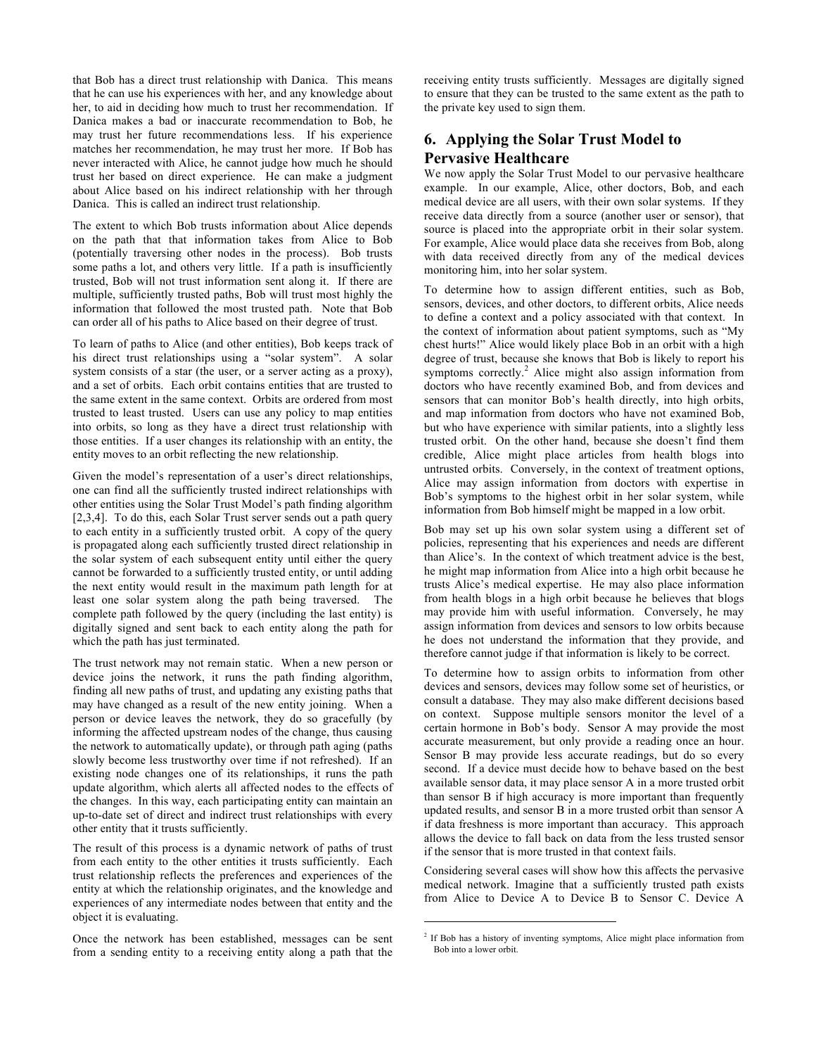that Bob has a direct trust relationship with Danica. This means that he can use his experiences with her, and any knowledge about her, to aid in deciding how much to trust her recommendation. If Danica makes a bad or inaccurate recommendation to Bob, he may trust her future recommendations less. If his experience matches her recommendation, he may trust her more. If Bob has never interacted with Alice, he cannot judge how much he should trust her based on direct experience. He can make a judgment about Alice based on his indirect relationship with her through Danica. This is called an indirect trust relationship.

The extent to which Bob trusts information about Alice depends on the path that that information takes from Alice to Bob (potentially traversing other nodes in the process). Bob trusts some paths a lot, and others very little. If a path is insufficiently trusted, Bob will not trust information sent along it. If there are multiple, sufficiently trusted paths, Bob will trust most highly the information that followed the most trusted path. Note that Bob can order all of his paths to Alice based on their degree of trust.

To learn of paths to Alice (and other entities), Bob keeps track of his direct trust relationships using a "solar system". A solar system consists of a star (the user, or a server acting as a proxy), and a set of orbits. Each orbit contains entities that are trusted to the same extent in the same context. Orbits are ordered from most trusted to least trusted. Users can use any policy to map entities into orbits, so long as they have a direct trust relationship with those entities. If a user changes its relationship with an entity, the entity moves to an orbit reflecting the new relationship.

Given the model's representation of a user's direct relationships, one can find all the sufficiently trusted indirect relationships with other entities using the Solar Trust Model's path finding algorithm [2,3,4]. To do this, each Solar Trust server sends out a path query to each entity in a sufficiently trusted orbit. A copy of the query is propagated along each sufficiently trusted direct relationship in the solar system of each subsequent entity until either the query cannot be forwarded to a sufficiently trusted entity, or until adding the next entity would result in the maximum path length for at least one solar system along the path being traversed. The complete path followed by the query (including the last entity) is digitally signed and sent back to each entity along the path for which the path has just terminated.

The trust network may not remain static. When a new person or device joins the network, it runs the path finding algorithm, finding all new paths of trust, and updating any existing paths that may have changed as a result of the new entity joining. When a person or device leaves the network, they do so gracefully (by informing the affected upstream nodes of the change, thus causing the network to automatically update), or through path aging (paths slowly become less trustworthy over time if not refreshed). If an existing node changes one of its relationships, it runs the path update algorithm, which alerts all affected nodes to the effects of the changes. In this way, each participating entity can maintain an up-to-date set of direct and indirect trust relationships with every other entity that it trusts sufficiently.

The result of this process is a dynamic network of paths of trust from each entity to the other entities it trusts sufficiently. Each trust relationship reflects the preferences and experiences of the entity at which the relationship originates, and the knowledge and experiences of any intermediate nodes between that entity and the object it is evaluating.

Once the network has been established, messages can be sent from a sending entity to a receiving entity along a path that the receiving entity trusts sufficiently. Messages are digitally signed to ensure that they can be trusted to the same extent as the path to the private key used to sign them.

## 6. Applying the Solar Trust Model to Pervasive Healthcare

We now apply the Solar Trust Model to our pervasive healthcare example. In our example, Alice, other doctors, Bob, and each medical device are all users, with their own solar systems. If they receive data directly from a source (another user or sensor), that source is placed into the appropriate orbit in their solar system. For example, Alice would place data she receives from Bob, along with data received directly from any of the medical devices monitoring him, into her solar system.

To determine how to assign different entities, such as Bob, sensors, devices, and other doctors, to different orbits, Alice needs to define a context and a policy associated with that context. In the context of information about patient symptoms, such as "My chest hurts!" Alice would likely place Bob in an orbit with a high degree of trust, because she knows that Bob is likely to report his symptoms correctly.[2] Alice might also assign information from doctors who have recently examined Bob, and from devices and sensors that can monitor Bob's health directly, into high orbits, and map information from doctors who have not examined Bob, but who have experience with similar patients, into a slightly less trusted orbit. On the other hand, because she doesn't find them credible, Alice might place articles from health blogs into untrusted orbits. Conversely, in the context of treatment options, Alice may assign information from doctors with expertise in Bob's symptoms to the highest orbit in her solar system, while information from Bob himself might be mapped in a low orbit.

Bob may set up his own solar system using a different set of policies, representing that his experiences and needs are different than Alice's. In the context of which treatment advice is the best, he might map information from Alice into a high orbit because he trusts Alice's medical expertise. He may also place information from health blogs in a high orbit because he believes that blogs may provide him with useful information. Conversely, he may assign information from devices and sensors to low orbits because he does not understand the information that they provide, and therefore cannot judge if that information is likely to be correct.

To determine how to assign orbits to information from other devices and sensors, devices may follow some set of heuristics, or consult a database. They may also make different decisions based on context. Suppose multiple sensors monitor the level of a certain hormone in Bob's body. Sensor A may provide the most accurate measurement, but only provide a reading once an hour. Sensor B may provide less accurate readings, but do so every second. If a device must decide how to behave based on the best available sensor data, it may place sensor A in a more trusted orbit than sensor B if high accuracy is more important than frequently updated results, and sensor B in a more trusted orbit than sensor A if data freshness is more important than accuracy. This approach allows the device to fall back on data from the less trusted sensor if the sensor that is more trusted in that context fails.

Considering several cases will show how this affects the pervasive medical network. Imagine that a sufficiently trusted path exists from Alice to Device A to Device B to Sensor C. Device A

[2] If Bob has a history of inventing symptoms, Alice might place information from Bob into a lower orbit.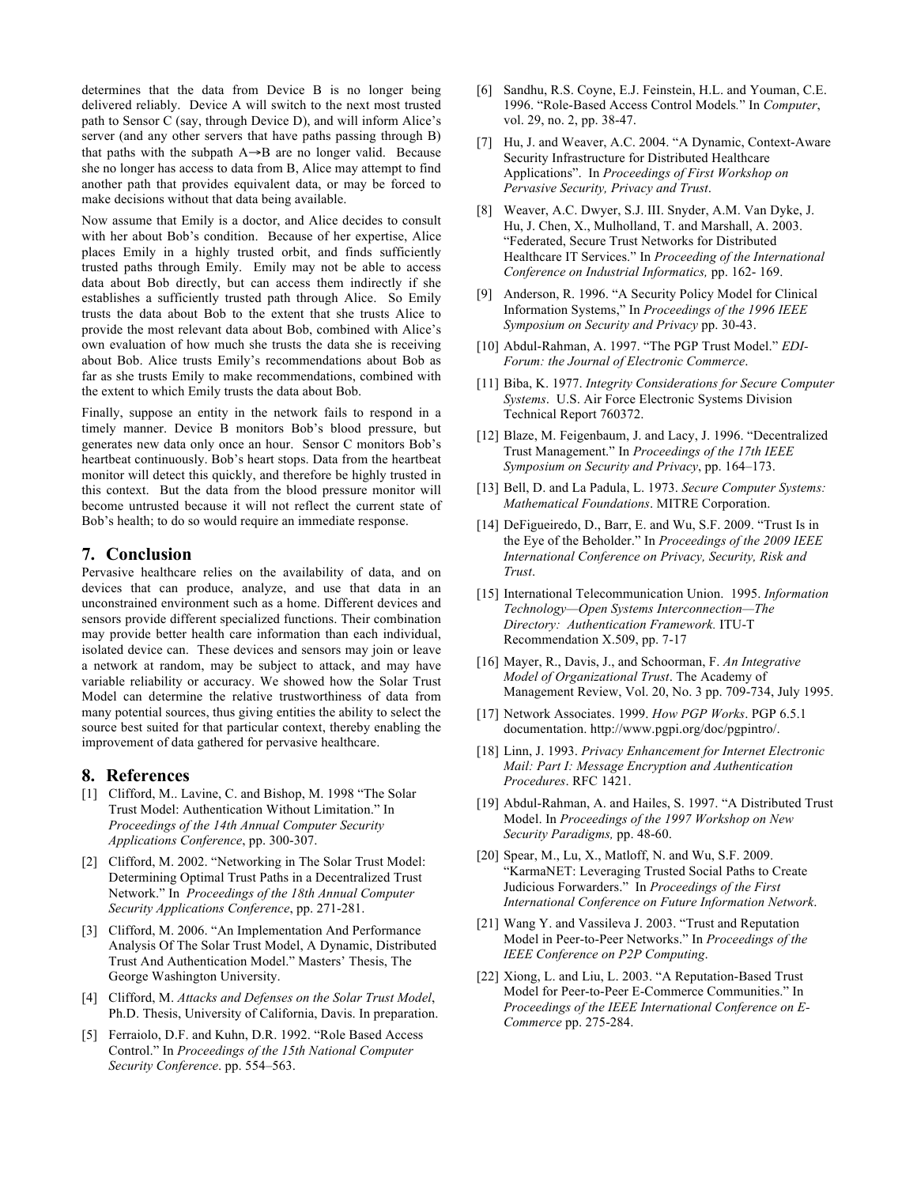determines that the data from Device B is no longer being delivered reliably. Device A will switch to the next most trusted path to Sensor C (say, through Device D), and will inform Alice's server (and any other servers that have paths passing through B) that paths with the subpath A→B are no longer valid. Because she no longer has access to data from B, Alice may attempt to find another path that provides equivalent data, or may be forced to make decisions without that data being available.

Now assume that Emily is a doctor, and Alice decides to consult with her about Bob's condition. Because of her expertise, Alice places Emily in a highly trusted orbit, and finds sufficiently trusted paths through Emily. Emily may not be able to access data about Bob directly, but can access them indirectly if she establishes a sufficiently trusted path through Alice. So Emily trusts the data about Bob to the extent that she trusts Alice to provide the most relevant data about Bob, combined with Alice's own evaluation of how much she trusts the data she is receiving about Bob. Alice trusts Emily's recommendations about Bob as far as she trusts Emily to make recommendations, combined with the extent to which Emily trusts the data about Bob.

Finally, suppose an entity in the network fails to respond in a timely manner. Device B monitors Bob's blood pressure, but generates new data only once an hour. Sensor C monitors Bob's heartbeat continuously. Bob's heart stops. Data from the heartbeat monitor will detect this quickly, and therefore be highly trusted in this context. But the data from the blood pressure monitor will become untrusted because it will not reflect the current state of Bob's health; to do so would require an immediate response.

## 7. Conclusion

Pervasive healthcare relies on the availability of data, and on devices that can produce, analyze, and use that data in an unconstrained environment such as a home. Different devices and sensors provide different specialized functions. Their combination may provide better health care information than each individual, isolated device can. These devices and sensors may join or leave a network at random, may be subject to attack, and may have variable reliability or accuracy. We showed how the Solar Trust Model can determine the relative trustworthiness of data from many potential sources, thus giving entities the ability to select the source best suited for that particular context, thereby enabling the improvement of data gathered for pervasive healthcare.

## 8. References

[1] Clifford, M.. Lavine, C. and Bishop, M. 1998 "The Solar Trust Model: Authentication Without Limitation." In *Proceedings of the 14th Annual Computer Security Applications Conference*, pp. 300-307.

[2] Clifford, M. 2002. "Networking in The Solar Trust Model: Determining Optimal Trust Paths in a Decentralized Trust Network." In *Proceedings of the 18th Annual Computer Security Applications Conference*, pp. 271-281.

[3] Clifford, M. 2006. "An Implementation And Performance Analysis Of The Solar Trust Model, A Dynamic, Distributed Trust And Authentication Model." Masters' Thesis, The George Washington University.

[4] Clifford, M. *Attacks and Defenses on the Solar Trust Model*, Ph.D. Thesis, University of California, Davis. In preparation.

[5] Ferraiolo, D.F. and Kuhn, D.R. 1992. "Role Based Access Control." In *Proceedings of the 15th National Computer Security Conference*. pp. 554–563.

[6] Sandhu, R.S. Coyne, E.J. Feinstein, H.L. and Youman, C.E. 1996. "Role-Based Access Control Models." In *Computer*, vol. 29, no. 2, pp. 38-47.

[7] Hu, J. and Weaver, A.C. 2004. "A Dynamic, Context-Aware Security Infrastructure for Distributed Healthcare Applications". In *Proceedings of First Workshop on Pervasive Security, Privacy and Trust*.

[8] Weaver, A.C. Dwyer, S.J. III. Snyder, A.M. Van Dyke, J. Hu, J. Chen, X., Mulholland, T. and Marshall, A. 2003. "Federated, Secure Trust Networks for Distributed Healthcare IT Services." In *Proceeding of the International Conference on Industrial Informatics,* pp. 162- 169.

[9] Anderson, R. 1996. "A Security Policy Model for Clinical Information Systems," In *Proceedings of the 1996 IEEE Symposium on Security and Privacy* pp. 30-43.

[10] Abdul-Rahman, A. 1997. "The PGP Trust Model." *EDI-Forum: the Journal of Electronic Commerce*.

[11] Biba, K. 1977. *Integrity Considerations for Secure Computer Systems*. U.S. Air Force Electronic Systems Division Technical Report 760372.

[12] Blaze, M. Feigenbaum, J. and Lacy, J. 1996. "Decentralized Trust Management." In *Proceedings of the 17th IEEE Symposium on Security and Privacy*, pp. 164–173.

[13] Bell, D. and La Padula, L. 1973. *Secure Computer Systems: Mathematical Foundations*. MITRE Corporation.

[14] DeFigueiredo, D., Barr, E. and Wu, S.F. 2009. "Trust Is in the Eye of the Beholder." In *Proceedings of the 2009 IEEE International Conference on Privacy, Security, Risk and Trust*.

[15] International Telecommunication Union. 1995. *Information Technology—Open Systems Interconnection—The Directory: Authentication Framework.* ITU-T Recommendation X.509, pp. 7-17

[16] Mayer, R., Davis, J., and Schoorman, F. *An Integrative Model of Organizational Trust*. The Academy of Management Review, Vol. 20, No. 3 pp. 709-734, July 1995.

[17] Network Associates. 1999. *How PGP Works*. PGP 6.5.1 documentation. http://www.pgpi.org/doc/pgpintro/.

[18] Linn, J. 1993. *Privacy Enhancement for Internet Electronic Mail: Part I: Message Encryption and Authentication Procedures*. RFC 1421.

[19] Abdul-Rahman, A. and Hailes, S. 1997. "A Distributed Trust Model. In *Proceedings of the 1997 Workshop on New Security Paradigms,* pp. 48-60.

[20] Spear, M., Lu, X., Matloff, N. and Wu, S.F. 2009. "KarmaNET: Leveraging Trusted Social Paths to Create Judicious Forwarders." In *Proceedings of the First International Conference on Future Information Network*.

[21] Wang Y. and Vassileva J. 2003. "Trust and Reputation Model in Peer-to-Peer Networks." In *Proceedings of the IEEE Conference on P2P Computing*.

[22] Xiong, L. and Liu, L. 2003. "A Reputation-Based Trust Model for Peer-to-Peer E-Commerce Communities." In *Proceedings of the IEEE International Conference on E-Commerce* pp. 275-284.